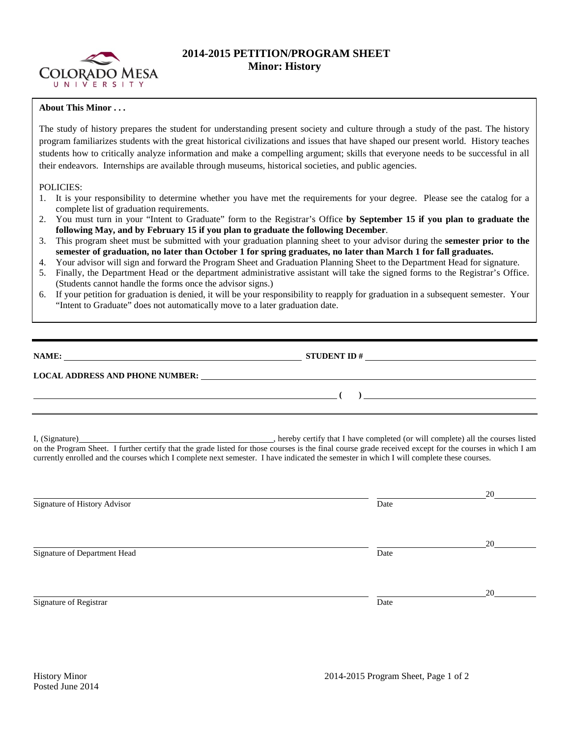# 2014-2015 PETITION/PROGRAM SHEET
## Minor: History

**About This Minor . . .**

The study of history prepares the student for understanding present society and culture through a study of the past. The history program familiarizes students with the great historical civilizations and issues that have shaped our present world. History teaches students how to critically analyze information and make a compelling argument; skills that everyone needs to be successful in all their endeavors. Internships are available through museums, historical societies, and public agencies.

POLICIES:

1. It is your responsibility to determine whether you have met the requirements for your degree. Please see the catalog for a complete list of graduation requirements.
2. You must turn in your "Intent to Graduate" form to the Registrar's Office **by September 15 if you plan to graduate the following May, and by February 15 if you plan to graduate the following December**.
3. This program sheet must be submitted with your graduation planning sheet to your advisor during the **semester prior to the semester of graduation, no later than October 1 for spring graduates, no later than March 1 for fall graduates.**
4. Your advisor will sign and forward the Program Sheet and Graduation Planning Sheet to the Department Head for signature.
5. Finally, the Department Head or the department administrative assistant will take the signed forms to the Registrar's Office. (Students cannot handle the forms once the advisor signs.)
6. If your petition for graduation is denied, it will be your responsibility to reapply for graduation in a subsequent semester. Your "Intent to Graduate" does not automatically move to a later graduation date.

---

**NAME:** ______________________________ **STUDENT ID #** ______________________________

**LOCAL ADDRESS AND PHONE NUMBER:** ______________________________

______________________________ **( )** ______________________________

---

I, (Signature)______________________________, hereby certify that I have completed (or will complete) all the courses listed on the Program Sheet. I further certify that the grade listed for those courses is the final course grade received except for the courses in which I am currently enrolled and the courses which I complete next semester. I have indicated the semester in which I will complete these courses.

______________________________ ______________20______
Signature of History Advisor Date

______________________________ ______________20______
Signature of Department Head Date

______________________________ ______________20______
Signature of Registrar Date

History Minor
Posted June 2014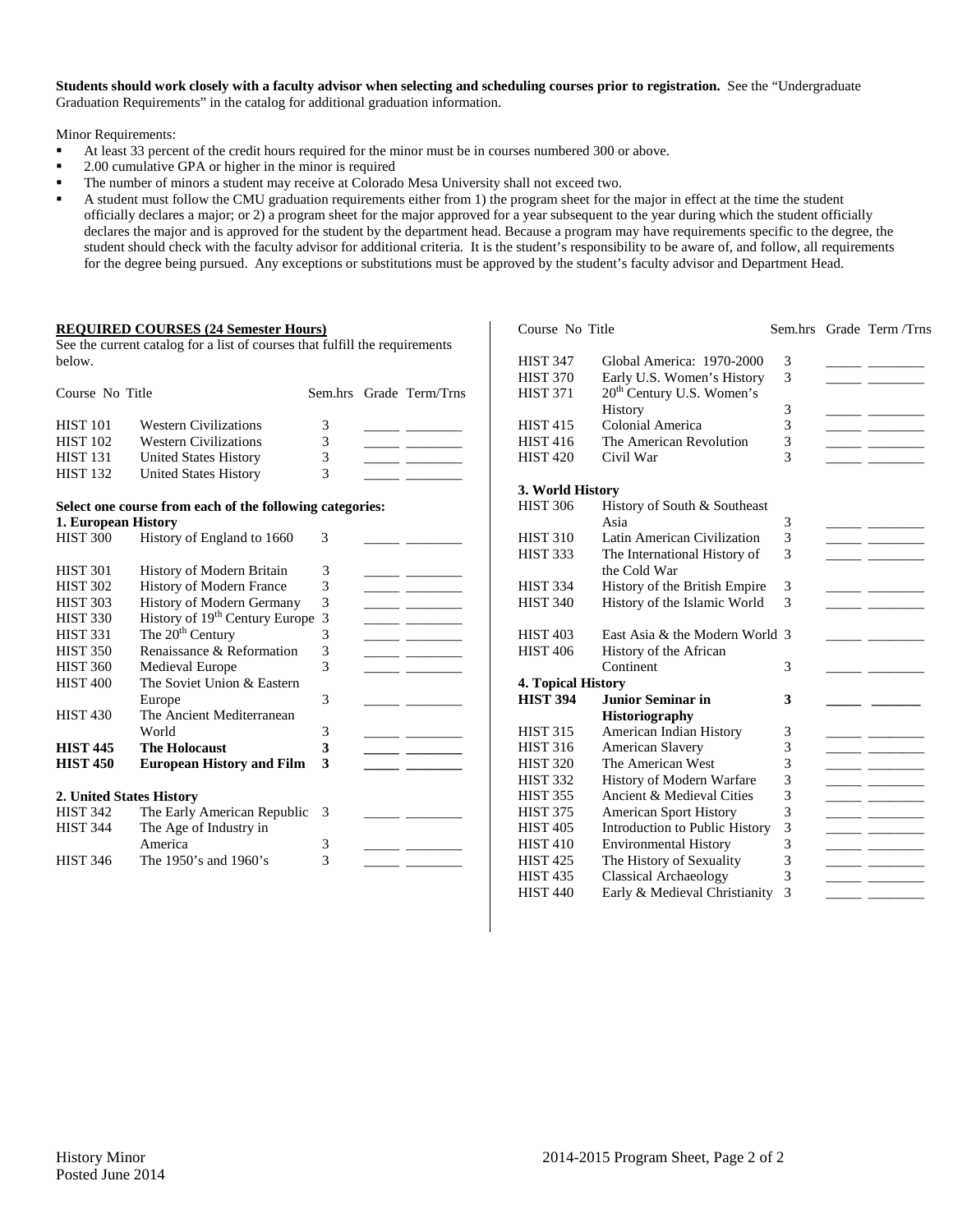**Students should work closely with a faculty advisor when selecting and scheduling courses prior to registration.** See the "Undergraduate Graduation Requirements" in the catalog for additional graduation information.

Minor Requirements:

- At least 33 percent of the credit hours required for the minor must be in courses numbered 300 or above.
- 2.00 cumulative GPA or higher in the minor is required
- The number of minors a student may receive at Colorado Mesa University shall not exceed two.
- A student must follow the CMU graduation requirements either from 1) the program sheet for the major in effect at the time the student officially declares a major; or 2) a program sheet for the major approved for a year subsequent to the year during which the student officially declares the major and is approved for the student by the department head. Because a program may have requirements specific to the degree, the student should check with the faculty advisor for additional criteria. It is the student's responsibility to be aware of, and follow, all requirements for the degree being pursued. Any exceptions or substitutions must be approved by the student's faculty advisor and Department Head.

**REQUIRED COURSES (24 Semester Hours)**

See the current catalog for a list of courses that fulfill the requirements below.

| Course No | Title | Sem.hrs | Grade | Term/Trns |
|---|---|---|---|---|
| HIST 101 | Western Civilizations | 3 | | |
| HIST 102 | Western Civilizations | 3 | | |
| HIST 131 | United States History | 3 | | |
| HIST 132 | United States History | 3 | | |

**Select one course from each of the following categories:**

**1. European History**

| Course No | Title | Sem.hrs | Grade | Term/Trns |
|---|---|---|---|---|
| HIST 300 | History of England to 1660 | 3 | | |
| HIST 301 | History of Modern Britain | 3 | | |
| HIST 302 | History of Modern France | 3 | | |
| HIST 303 | History of Modern Germany | 3 | | |
| HIST 330 | History of 19th Century Europe | 3 | | |
| HIST 331 | The 20th Century | 3 | | |
| HIST 350 | Renaissance & Reformation | 3 | | |
| HIST 360 | Medieval Europe | 3 | | |
| HIST 400 | The Soviet Union & Eastern Europe | 3 | | |
| HIST 430 | The Ancient Mediterranean World | 3 | | |
| **HIST 445** | **The Holocaust** | **3** | | |
| **HIST 450** | **European History and Film** | **3** | | |

**2. United States History**

| Course No | Title | Sem.hrs | Grade | Term/Trns |
|---|---|---|---|---|
| HIST 342 | The Early American Republic | 3 | | |
| HIST 344 | The Age of Industry in America | 3 | | |
| HIST 346 | The 1950's and 1960's | 3 | | |
| HIST 347 | Global America: 1970-2000 | 3 | | |
| HIST 370 | Early U.S. Women's History | 3 | | |
| HIST 371 | 20th Century U.S. Women's History | 3 | | |
| HIST 415 | Colonial America | 3 | | |
| HIST 416 | The American Revolution | 3 | | |
| HIST 420 | Civil War | 3 | | |

**3. World History**

| Course No | Title | Sem.hrs | Grade | Term/Trns |
|---|---|---|---|---|
| HIST 306 | History of South & Southeast Asia | 3 | | |
| HIST 310 | Latin American Civilization | 3 | | |
| HIST 333 | The International History of the Cold War | 3 | | |
| HIST 334 | History of the British Empire | 3 | | |
| HIST 340 | History of the Islamic World | 3 | | |
| HIST 403 | East Asia & the Modern World | 3 | | |
| HIST 406 | History of the African Continent | 3 | | |

**4. Topical History**

| Course No | Title | Sem.hrs | Grade | Term/Trns |
|---|---|---|---|---|
| **HIST 394** | **Junior Seminar in Historiography** | **3** | | |
| HIST 315 | American Indian History | 3 | | |
| HIST 316 | American Slavery | 3 | | |
| HIST 320 | The American West | 3 | | |
| HIST 332 | History of Modern Warfare | 3 | | |
| HIST 355 | Ancient & Medieval Cities | 3 | | |
| HIST 375 | American Sport History | 3 | | |
| HIST 405 | Introduction to Public History | 3 | | |
| HIST 410 | Environmental History | 3 | | |
| HIST 425 | The History of Sexuality | 3 | | |
| HIST 435 | Classical Archaeology | 3 | | |
| HIST 440 | Early & Medieval Christianity | 3 | | |

History Minor
Posted June 2014